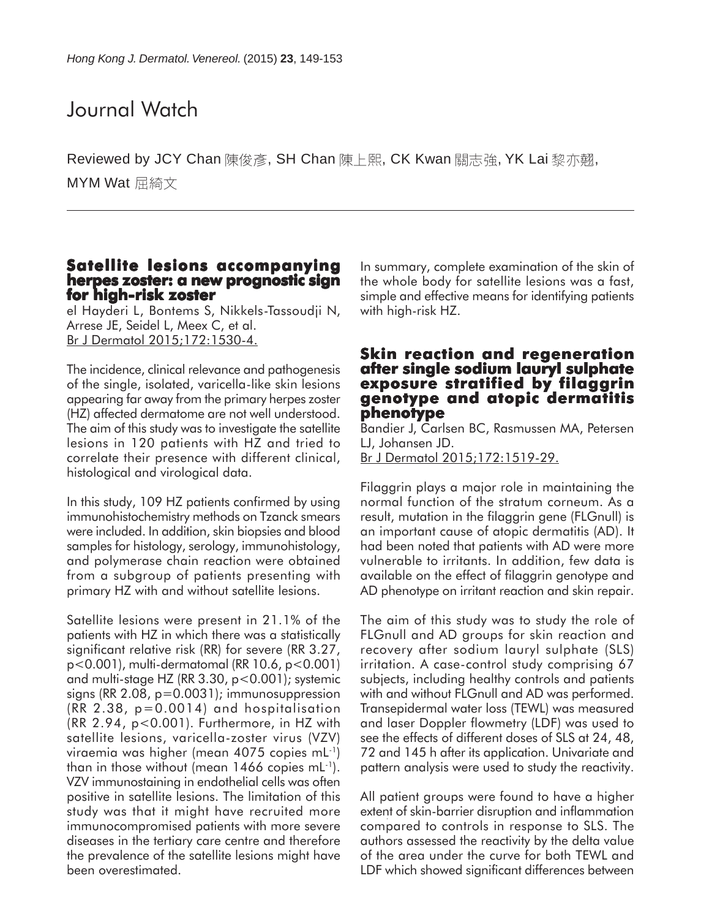# Journal Watch

Reviewed by JCY Chan 陳俊彥, SH Chan 陳上熙, CK Kwan 關志強, YK Lai 黎亦翹, MYM Wat 屈綺文

## Satellite lesions accompanying herpes zoster: a new prognostic sign for high-risk zoster

el Hayderi L, Bontems S, Nikkels-Tassoudji N, Arrese JE, Seidel L, Meex C, et al.
Br J Dermatol 2015;172:1530-4.

The incidence, clinical relevance and pathogenesis of the single, isolated, varicella-like skin lesions appearing far away from the primary herpes zoster (HZ) affected dermatome are not well understood. The aim of this study was to investigate the satellite lesions in 120 patients with HZ and tried to correlate their presence with different clinical, histological and virological data.

In this study, 109 HZ patients confirmed by using immunohistochemistry methods on Tzanck smears were included. In addition, skin biopsies and blood samples for histology, serology, immunohistology, and polymerase chain reaction were obtained from a subgroup of patients presenting with primary HZ with and without satellite lesions.

Satellite lesions were present in 21.1% of the patients with HZ in which there was a statistically significant relative risk (RR) for severe (RR 3.27, $p<0.001$), multi-dermatomal (RR 10.6, $p<0.001$) and multi-stage HZ (RR 3.30, $p<0.001$); systemic signs (RR 2.08, $p=0.0031$); immunosuppression (RR 2.38, $p=0.0014$) and hospitalisation (RR 2.94, $p<0.001$). Furthermore, in HZ with satellite lesions, varicella-zoster virus (VZV) viraemia was higher (mean 4075 copies $mL^{-1}$) than in those without (mean 1466 copies $mL^{-1}$). VZV immunostaining in endothelial cells was often positive in satellite lesions. The limitation of this study was that it might have recruited more immunocompromised patients with more severe diseases in the tertiary care centre and therefore the prevalence of the satellite lesions might have been overestimated.

In summary, complete examination of the skin of the whole body for satellite lesions was a fast, simple and effective means for identifying patients with high-risk HZ.

## Skin reaction and regeneration after single sodium lauryl sulphate exposure stratified by filaggrin genotype and atopic dermatitis phenotype

Bandier J, Carlsen BC, Rasmussen MA, Petersen LJ, Johansen JD.
Br J Dermatol 2015;172:1519-29.

Filaggrin plays a major role in maintaining the normal function of the stratum corneum. As a result, mutation in the filaggrin gene (FLGnull) is an important cause of atopic dermatitis (AD). It had been noted that patients with AD were more vulnerable to irritants. In addition, few data is available on the effect of filaggrin genotype and AD phenotype on irritant reaction and skin repair.

The aim of this study was to study the role of FLGnull and AD groups for skin reaction and recovery after sodium lauryl sulphate (SLS) irritation. A case-control study comprising 67 subjects, including healthy controls and patients with and without FLGnull and AD was performed. Transepidermal water loss (TEWL) was measured and laser Doppler flowmetry (LDF) was used to see the effects of different doses of SLS at 24, 48, 72 and 145 h after its application. Univariate and pattern analysis were used to study the reactivity.

All patient groups were found to have a higher extent of skin-barrier disruption and inflammation compared to controls in response to SLS. The authors assessed the reactivity by the delta value of the area under the curve for both TEWL and LDF which showed significant differences between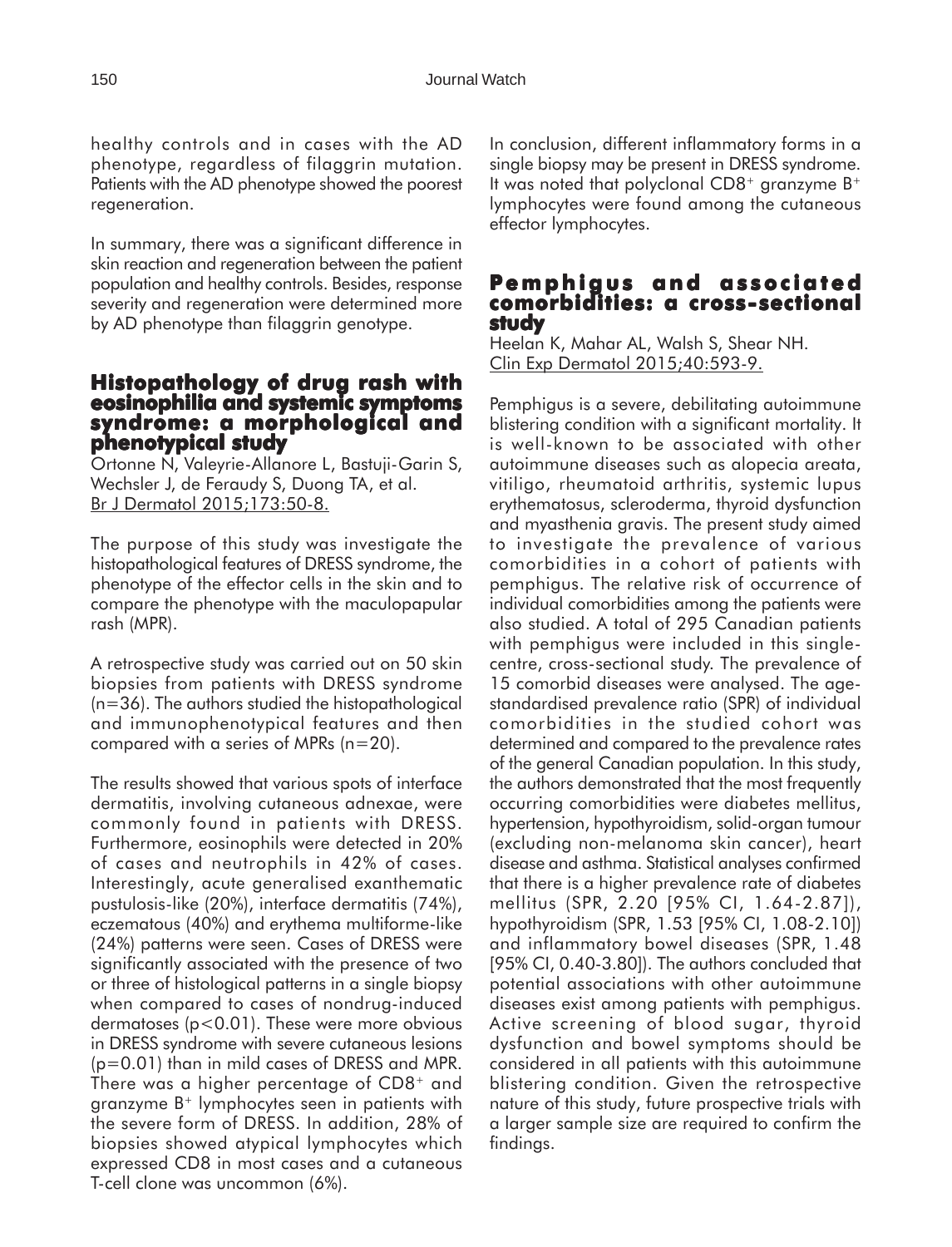healthy controls and in cases with the AD phenotype, regardless of filaggrin mutation. Patients with the AD phenotype showed the poorest regeneration.

In summary, there was a significant difference in skin reaction and regeneration between the patient population and healthy controls. Besides, response severity and regeneration were determined more by AD phenotype than filaggrin genotype.

## Histopathology of drug rash with eosinophilia and systemic symptoms syndrome: a morphological and phenotypical study

Ortonne N, Valeyrie-Allanore L, Bastuji-Garin S, Wechsler J, de Feraudy S, Duong TA, et al.
Br J Dermatol 2015;173:50-8.

The purpose of this study was investigate the histopathological features of DRESS syndrome, the phenotype of the effector cells in the skin and to compare the phenotype with the maculopapular rash (MPR).

A retrospective study was carried out on 50 skin biopsies from patients with DRESS syndrome (n=36). The authors studied the histopathological and immunophenotypical features and then compared with a series of MPRs (n=20).

The results showed that various spots of interface dermatitis, involving cutaneous adnexae, were commonly found in patients with DRESS. Furthermore, eosinophils were detected in 20% of cases and neutrophils in 42% of cases. Interestingly, acute generalised exanthematic pustulosis-like (20%), interface dermatitis (74%), eczematous (40%) and erythema multiforme-like (24%) patterns were seen. Cases of DRESS were significantly associated with the presence of two or three of histological patterns in a single biopsy when compared to cases of nondrug-induced dermatoses ($p<0.01$). These were more obvious in DRESS syndrome with severe cutaneous lesions ($p=0.01$) than in mild cases of DRESS and MPR. There was a higher percentage of $CD8^+$ and granzyme $B^+$ lymphocytes seen in patients with the severe form of DRESS. In addition, 28% of biopsies showed atypical lymphocytes which expressed CD8 in most cases and a cutaneous T-cell clone was uncommon (6%).

In conclusion, different inflammatory forms in a single biopsy may be present in DRESS syndrome. It was noted that polyclonal $CD8^+$ granzyme $B^+$ lymphocytes were found among the cutaneous effector lymphocytes.

## Pemphigus and associated comorbidities: a cross-sectional study

Heelan K, Mahar AL, Walsh S, Shear NH.
Clin Exp Dermatol 2015;40:593-9.

Pemphigus is a severe, debilitating autoimmune blistering condition with a significant mortality. It is well-known to be associated with other autoimmune diseases such as alopecia areata, vitiligo, rheumatoid arthritis, systemic lupus erythematosus, scleroderma, thyroid dysfunction and myasthenia gravis. The present study aimed to investigate the prevalence of various comorbidities in a cohort of patients with pemphigus. The relative risk of occurrence of individual comorbidities among the patients were also studied. A total of 295 Canadian patients with pemphigus were included in this single-centre, cross-sectional study. The prevalence of 15 comorbid diseases were analysed. The age-standardised prevalence ratio (SPR) of individual comorbidities in the studied cohort was determined and compared to the prevalence rates of the general Canadian population. In this study, the authors demonstrated that the most frequently occurring comorbidities were diabetes mellitus, hypertension, hypothyroidism, solid-organ tumour (excluding non-melanoma skin cancer), heart disease and asthma. Statistical analyses confirmed that there is a higher prevalence rate of diabetes mellitus (SPR, 2.20 [95% CI, 1.64-2.87]), hypothyroidism (SPR, 1.53 [95% CI, 1.08-2.10]) and inflammatory bowel diseases (SPR, 1.48 [95% CI, 0.40-3.80]). The authors concluded that potential associations with other autoimmune diseases exist among patients with pemphigus. Active screening of blood sugar, thyroid dysfunction and bowel symptoms should be considered in all patients with this autoimmune blistering condition. Given the retrospective nature of this study, future prospective trials with a larger sample size are required to confirm the findings.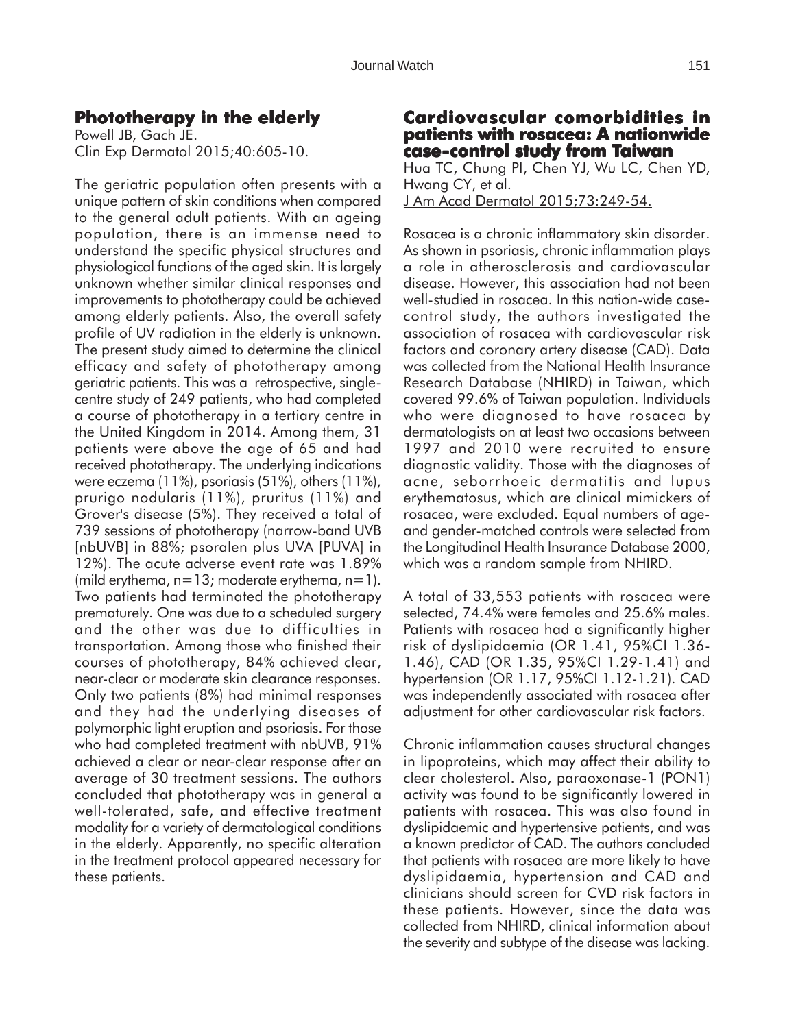## Phototherapy in the elderly

Powell JB, Gach JE.
Clin Exp Dermatol 2015;40:605-10.

The geriatric population often presents with a unique pattern of skin conditions when compared to the general adult patients. With an ageing population, there is an immense need to understand the specific physical structures and physiological functions of the aged skin. It is largely unknown whether similar clinical responses and improvements to phototherapy could be achieved among elderly patients. Also, the overall safety profile of UV radiation in the elderly is unknown. The present study aimed to determine the clinical efficacy and safety of phototherapy among geriatric patients. This was a retrospective, single-centre study of 249 patients, who had completed a course of phototherapy in a tertiary centre in the United Kingdom in 2014. Among them, 31 patients were above the age of 65 and had received phototherapy. The underlying indications were eczema (11%), psoriasis (51%), others (11%), prurigo nodularis (11%), pruritus (11%) and Grover's disease (5%). They received a total of 739 sessions of phototherapy (narrow-band UVB [nbUVB] in 88%; psoralen plus UVA [PUVA] in 12%). The acute adverse event rate was 1.89% (mild erythema, n=13; moderate erythema, n=1). Two patients had terminated the phototherapy prematurely. One was due to a scheduled surgery and the other was due to difficulties in transportation. Among those who finished their courses of phototherapy, 84% achieved clear, near-clear or moderate skin clearance responses. Only two patients (8%) had minimal responses and they had the underlying diseases of polymorphic light eruption and psoriasis. For those who had completed treatment with nbUVB, 91% achieved a clear or near-clear response after an average of 30 treatment sessions. The authors concluded that phototherapy was in general a well-tolerated, safe, and effective treatment modality for a variety of dermatological conditions in the elderly. Apparently, no specific alteration in the treatment protocol appeared necessary for these patients.

## Cardiovascular comorbidities in patients with rosacea: A nationwide case-control study from Taiwan

Hua TC, Chung PI, Chen YJ, Wu LC, Chen YD, Hwang CY, et al.
J Am Acad Dermatol 2015;73:249-54.

Rosacea is a chronic inflammatory skin disorder. As shown in psoriasis, chronic inflammation plays a role in atherosclerosis and cardiovascular disease. However, this association had not been well-studied in rosacea. In this nation-wide case-control study, the authors investigated the association of rosacea with cardiovascular risk factors and coronary artery disease (CAD). Data was collected from the National Health Insurance Research Database (NHIRD) in Taiwan, which covered 99.6% of Taiwan population. Individuals who were diagnosed to have rosacea by dermatologists on at least two occasions between 1997 and 2010 were recruited to ensure diagnostic validity. Those with the diagnoses of acne, seborrhoeic dermatitis and lupus erythematosus, which are clinical mimickers of rosacea, were excluded. Equal numbers of age- and gender-matched controls were selected from the Longitudinal Health Insurance Database 2000, which was a random sample from NHIRD.

A total of 33,553 patients with rosacea were selected, 74.4% were females and 25.6% males. Patients with rosacea had a significantly higher risk of dyslipidaemia (OR 1.41, 95%CI 1.36-1.46), CAD (OR 1.35, 95%CI 1.29-1.41) and hypertension (OR 1.17, 95%CI 1.12-1.21). CAD was independently associated with rosacea after adjustment for other cardiovascular risk factors.

Chronic inflammation causes structural changes in lipoproteins, which may affect their ability to clear cholesterol. Also, paraoxonase-1 (PON1) activity was found to be significantly lowered in patients with rosacea. This was also found in dyslipidaemic and hypertensive patients, and was a known predictor of CAD. The authors concluded that patients with rosacea are more likely to have dyslipidaemia, hypertension and CAD and clinicians should screen for CVD risk factors in these patients. However, since the data was collected from NHIRD, clinical information about the severity and subtype of the disease was lacking.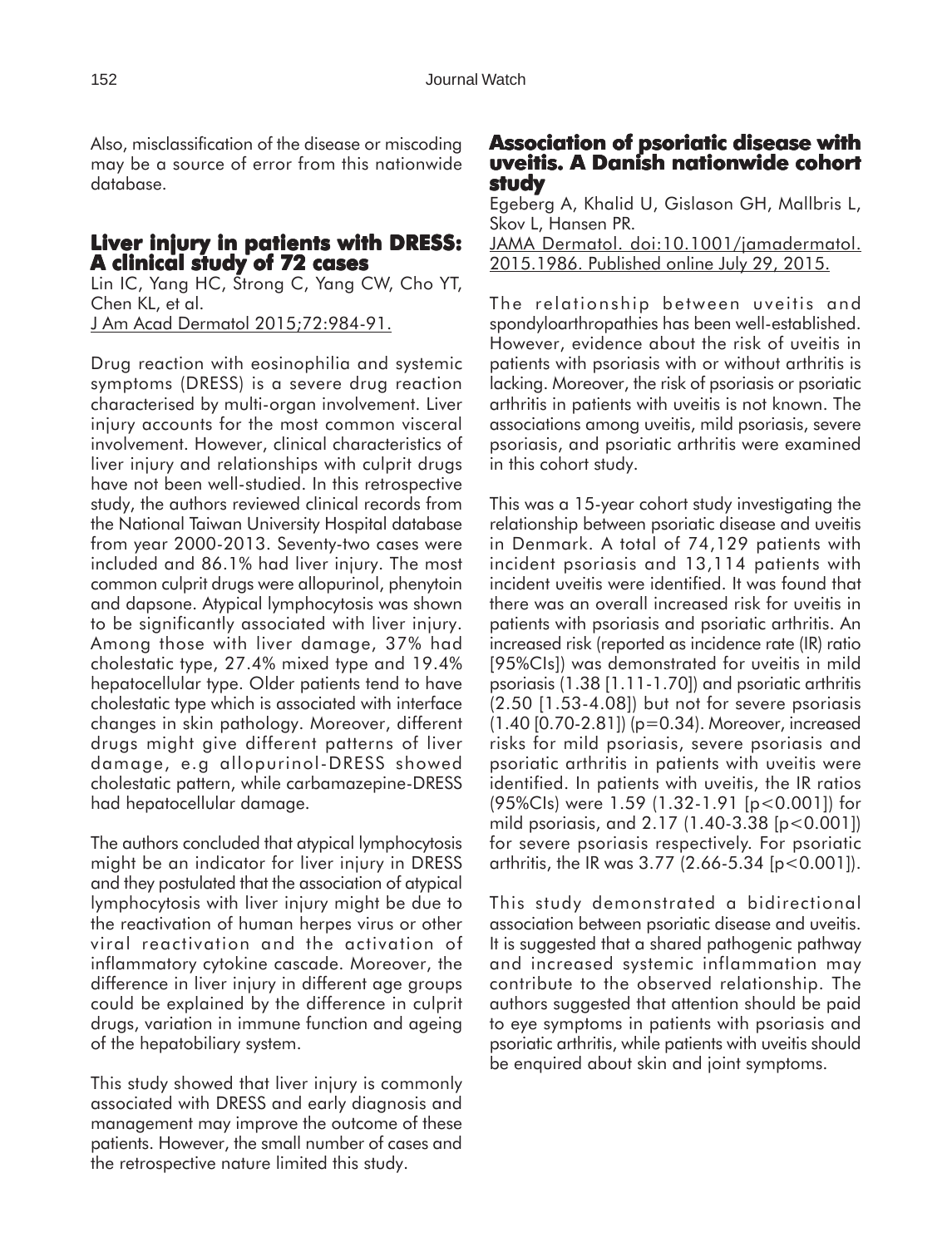Also, misclassification of the disease or miscoding may be a source of error from this nationwide database.

## Liver injury in patients with DRESS: A clinical study of 72 cases

Lin IC, Yang HC, Strong C, Yang CW, Cho YT, Chen KL, et al.
J Am Acad Dermatol 2015;72:984-91.

Drug reaction with eosinophilia and systemic symptoms (DRESS) is a severe drug reaction characterised by multi-organ involvement. Liver injury accounts for the most common visceral involvement. However, clinical characteristics of liver injury and relationships with culprit drugs have not been well-studied. In this retrospective study, the authors reviewed clinical records from the National Taiwan University Hospital database from year 2000-2013. Seventy-two cases were included and 86.1% had liver injury. The most common culprit drugs were allopurinol, phenytoin and dapsone. Atypical lymphocytosis was shown to be significantly associated with liver injury. Among those with liver damage, 37% had cholestatic type, 27.4% mixed type and 19.4% hepatocellular type. Older patients tend to have cholestatic type which is associated with interface changes in skin pathology. Moreover, different drugs might give different patterns of liver damage, e.g allopurinol-DRESS showed cholestatic pattern, while carbamazepine-DRESS had hepatocellular damage.

The authors concluded that atypical lymphocytosis might be an indicator for liver injury in DRESS and they postulated that the association of atypical lymphocytosis with liver injury might be due to the reactivation of human herpes virus or other viral reactivation and the activation of inflammatory cytokine cascade. Moreover, the difference in liver injury in different age groups could be explained by the difference in culprit drugs, variation in immune function and ageing of the hepatobiliary system.

This study showed that liver injury is commonly associated with DRESS and early diagnosis and management may improve the outcome of these patients. However, the small number of cases and the retrospective nature limited this study.

## Association of psoriatic disease with uveitis. A Danish nationwide cohort study

Egeberg A, Khalid U, Gislason GH, Mallbris L, Skov L, Hansen PR.
JAMA Dermatol. doi:10.1001/jamadermatol.2015.1986. Published online July 29, 2015.

The relationship between uveitis and spondyloarthropathies has been well-established. However, evidence about the risk of uveitis in patients with psoriasis with or without arthritis is lacking. Moreover, the risk of psoriasis or psoriatic arthritis in patients with uveitis is not known. The associations among uveitis, mild psoriasis, severe psoriasis, and psoriatic arthritis were examined in this cohort study.

This was a 15-year cohort study investigating the relationship between psoriatic disease and uveitis in Denmark. A total of 74,129 patients with incident psoriasis and 13,114 patients with incident uveitis were identified. It was found that there was an overall increased risk for uveitis in patients with psoriasis and psoriatic arthritis. An increased risk (reported as incidence rate (IR) ratio [95%CIs]) was demonstrated for uveitis in mild psoriasis (1.38 [1.11-1.70]) and psoriatic arthritis (2.50 [1.53-4.08]) but not for severe psoriasis (1.40 [0.70-2.81]) ($p=0.34$). Moreover, increased risks for mild psoriasis, severe psoriasis and psoriatic arthritis in patients with uveitis were identified. In patients with uveitis, the IR ratios (95%CIs) were 1.59 (1.32-1.91 [$p<0.001$]) for mild psoriasis, and 2.17 (1.40-3.38 [$p<0.001$]) for severe psoriasis respectively. For psoriatic arthritis, the IR was 3.77 (2.66-5.34 [$p<0.001$]).

This study demonstrated a bidirectional association between psoriatic disease and uveitis. It is suggested that a shared pathogenic pathway and increased systemic inflammation may contribute to the observed relationship. The authors suggested that attention should be paid to eye symptoms in patients with psoriasis and psoriatic arthritis, while patients with uveitis should be enquired about skin and joint symptoms.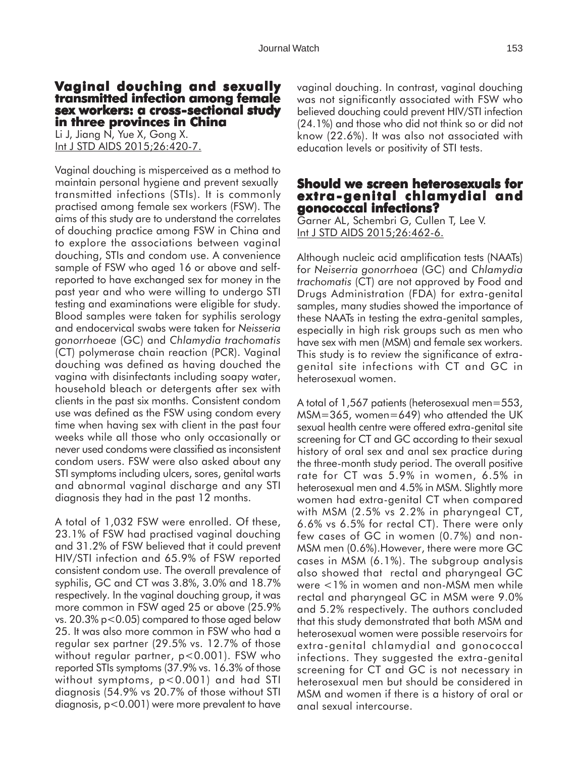## Vaginal douching and sexually transmitted infection among female sex workers: a cross-sectional study in three provinces in China

Li J, Jiang N, Yue X, Gong X.
Int J STD AIDS 2015;26:420-7.

Vaginal douching is misperceived as a method to maintain personal hygiene and prevent sexually transmitted infections (STIs). It is commonly practised among female sex workers (FSW). The aims of this study are to understand the correlates of douching practice among FSW in China and to explore the associations between vaginal douching, STIs and condom use. A convenience sample of FSW who aged 16 or above and self-reported to have exchanged sex for money in the past year and who were willing to undergo STI testing and examinations were eligible for study. Blood samples were taken for syphilis serology and endocervical swabs were taken for *Neisseria gonorrhoeae* (GC) and *Chlamydia trachomatis* (CT) polymerase chain reaction (PCR). Vaginal douching was defined as having douched the vagina with disinfectants including soapy water, household bleach or detergents after sex with clients in the past six months. Consistent condom use was defined as the FSW using condom every time when having sex with client in the past four weeks while all those who only occasionally or never used condoms were classified as inconsistent condom users. FSW were also asked about any STI symptoms including ulcers, sores, genital warts and abnormal vaginal discharge and any STI diagnosis they had in the past 12 months.

A total of 1,032 FSW were enrolled. Of these, 23.1% of FSW had practised vaginal douching and 31.2% of FSW believed that it could prevent HIV/STI infection and 65.9% of FSW reported consistent condom use. The overall prevalence of syphilis, GC and CT was 3.8%, 3.0% and 18.7% respectively. In the vaginal douching group, it was more common in FSW aged 25 or above (25.9% vs. 20.3% $p<0.05$) compared to those aged below 25. It was also more common in FSW who had a regular sex partner (29.5% vs. 12.7% of those without regular partner, $p<0.001$). FSW who reported STIs symptoms (37.9% vs. 16.3% of those without symptoms, $p<0.001$) and had STI diagnosis (54.9% vs 20.7% of those without STI diagnosis, $p<0.001$) were more prevalent to have vaginal douching. In contrast, vaginal douching was not significantly associated with FSW who believed douching could prevent HIV/STI infection (24.1%) and those who did not think so or did not know (22.6%). It was also not associated with education levels or positivity of STI tests.

## Should we screen heterosexuals for extra-genital chlamydial and gonococcal infections?

Garner AL, Schembri G, Cullen T, Lee V.
Int J STD AIDS 2015;26:462-6.

Although nucleic acid amplification tests (NAATs) for *Neiserria gonorrhoea* (GC) and *Chlamydia trachomatis* (CT) are not approved by Food and Drugs Administration (FDA) for extra-genital samples, many studies showed the importance of these NAATs in testing the extra-genital samples, especially in high risk groups such as men who have sex with men (MSM) and female sex workers. This study is to review the significance of extra-genital site infections with CT and GC in heterosexual women.

A total of 1,567 patients (heterosexual men=553, MSM=365, women=649) who attended the UK sexual health centre were offered extra-genital site screening for CT and GC according to their sexual history of oral sex and anal sex practice during the three-month study period. The overall positive rate for CT was 5.9% in women, 6.5% in heterosexual men and 4.5% in MSM. Slightly more women had extra-genital CT when compared with MSM (2.5% vs 2.2% in pharyngeal CT, 6.6% vs 6.5% for rectal CT). There were only few cases of GC in women (0.7%) and non-MSM men (0.6%).However, there were more GC cases in MSM (6.1%). The subgroup analysis also showed that rectal and pharyngeal GC were <1% in women and non-MSM men while rectal and pharyngeal GC in MSM were 9.0% and 5.2% respectively. The authors concluded that this study demonstrated that both MSM and heterosexual women were possible reservoirs for extra-genital chlamydial and gonococcal infections. They suggested the extra-genital screening for CT and GC is not necessary in heterosexual men but should be considered in MSM and women if there is a history of oral or anal sexual intercourse.